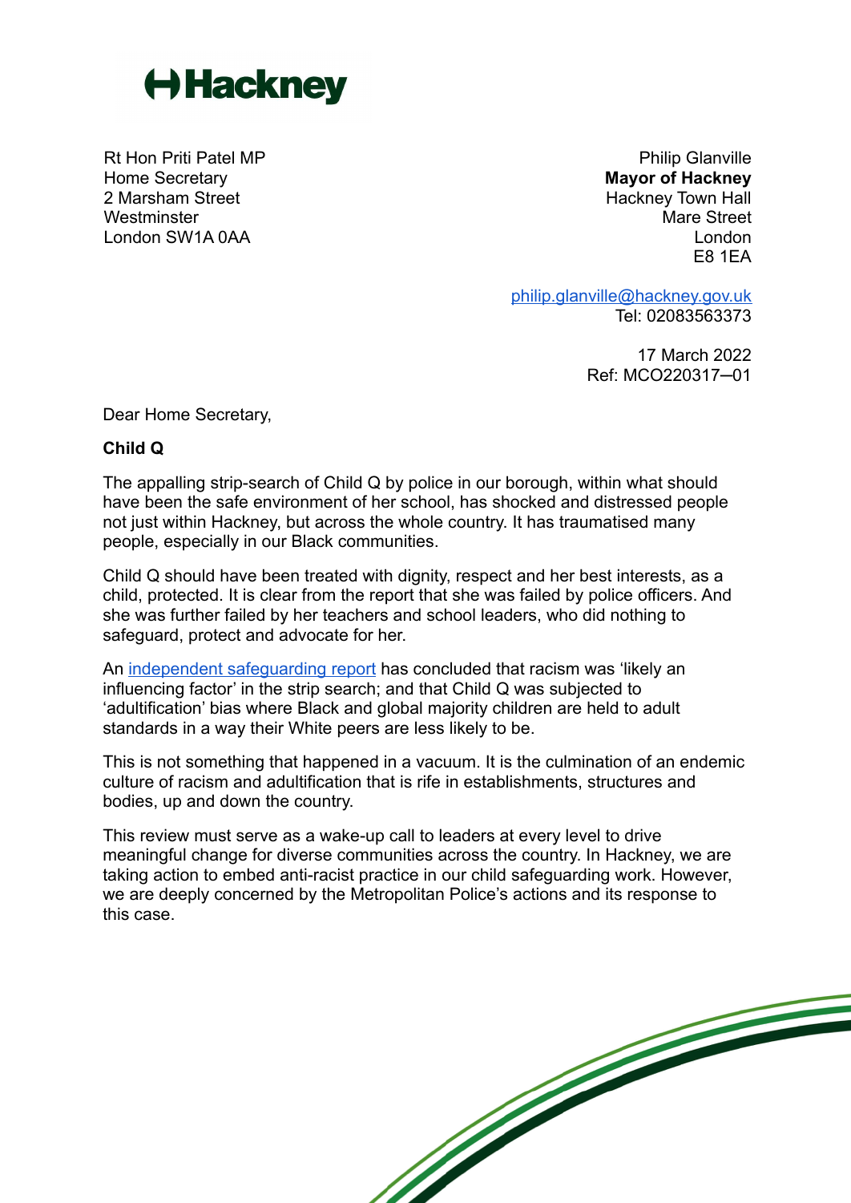Hackney

Rt Hon Priti Patel MP
Home Secretary
2 Marsham Street
Westminster
London SW1A 0AA

Philip Glanville
**Mayor of Hackney**
Hackney Town Hall
Mare Street
London
E8 1EA

philip.glanville@hackney.gov.uk
Tel: 02083563373

17 March 2022
Ref: MCO220317–01

Dear Home Secretary,

**Child Q**

The appalling strip-search of Child Q by police in our borough, within what should have been the safe environment of her school, has shocked and distressed people not just within Hackney, but across the whole country. It has traumatised many people, especially in our Black communities.

Child Q should have been treated with dignity, respect and her best interests, as a child, protected. It is clear from the report that she was failed by police officers. And she was further failed by her teachers and school leaders, who did nothing to safeguard, protect and advocate for her.

An independent safeguarding report has concluded that racism was 'likely an influencing factor' in the strip search; and that Child Q was subjected to 'adultification' bias where Black and global majority children are held to adult standards in a way their White peers are less likely to be.

This is not something that happened in a vacuum. It is the culmination of an endemic culture of racism and adultification that is rife in establishments, structures and bodies, up and down the country.

This review must serve as a wake-up call to leaders at every level to drive meaningful change for diverse communities across the country. In Hackney, we are taking action to embed anti-racist practice in our child safeguarding work. However, we are deeply concerned by the Metropolitan Police's actions and its response to this case.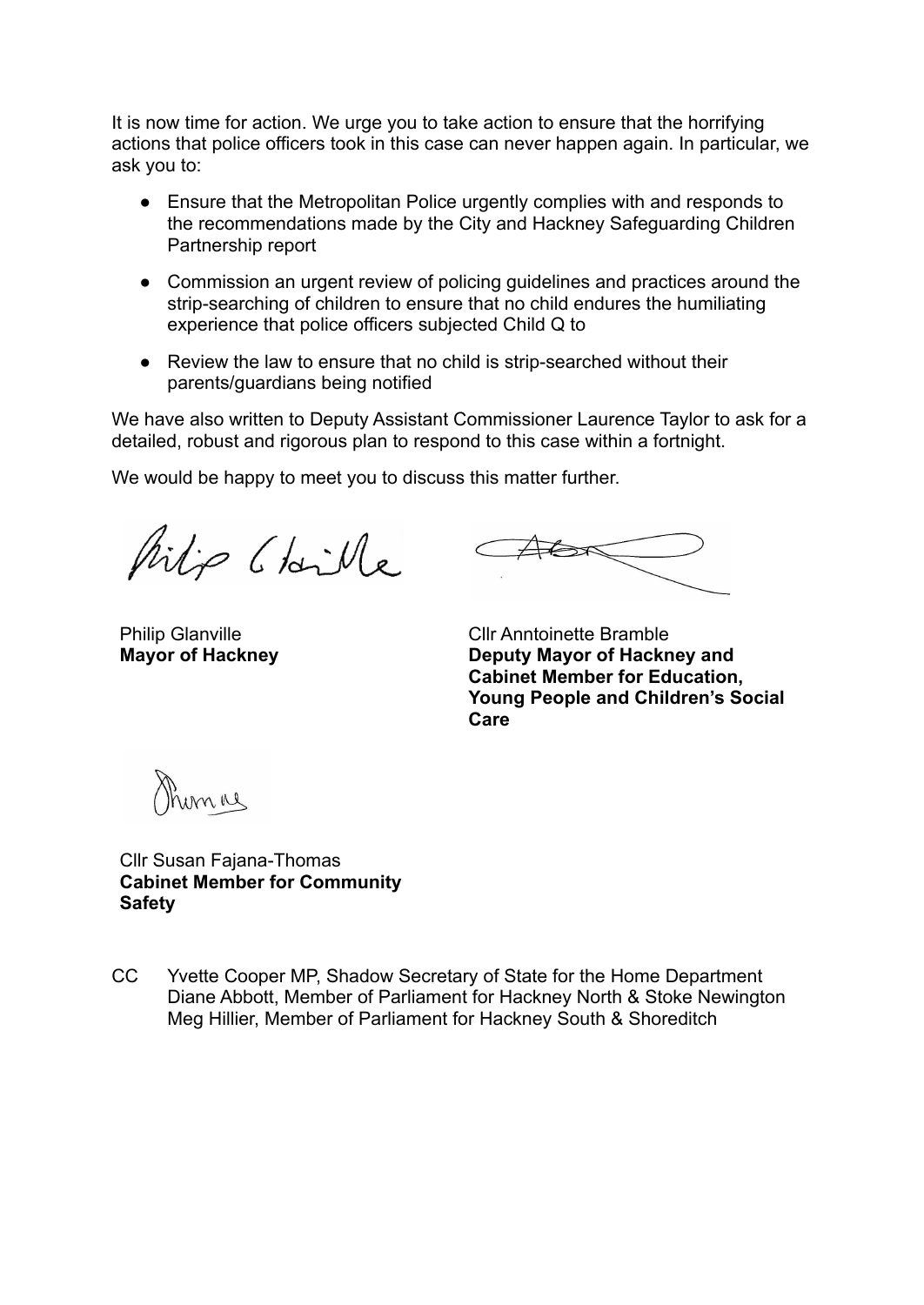It is now time for action. We urge you to take action to ensure that the horrifying actions that police officers took in this case can never happen again. In particular, we ask you to:

- Ensure that the Metropolitan Police urgently complies with and responds to the recommendations made by the City and Hackney Safeguarding Children Partnership report
- Commission an urgent review of policing guidelines and practices around the strip-searching of children to ensure that no child endures the humiliating experience that police officers subjected Child Q to
- Review the law to ensure that no child is strip-searched without their parents/guardians being notified

We have also written to Deputy Assistant Commissioner Laurence Taylor to ask for a detailed, robust and rigorous plan to respond to this case within a fortnight.

We would be happy to meet you to discuss this matter further.

Philip Glanville
**Mayor of Hackney**

Cllr Anntoinette Bramble
**Deputy Mayor of Hackney and Cabinet Member for Education, Young People and Children's Social Care**

Cllr Susan Fajana-Thomas
**Cabinet Member for Community Safety**

CC Yvette Cooper MP, Shadow Secretary of State for the Home Department
Diane Abbott, Member of Parliament for Hackney North & Stoke Newington
Meg Hillier, Member of Parliament for Hackney South & Shoreditch